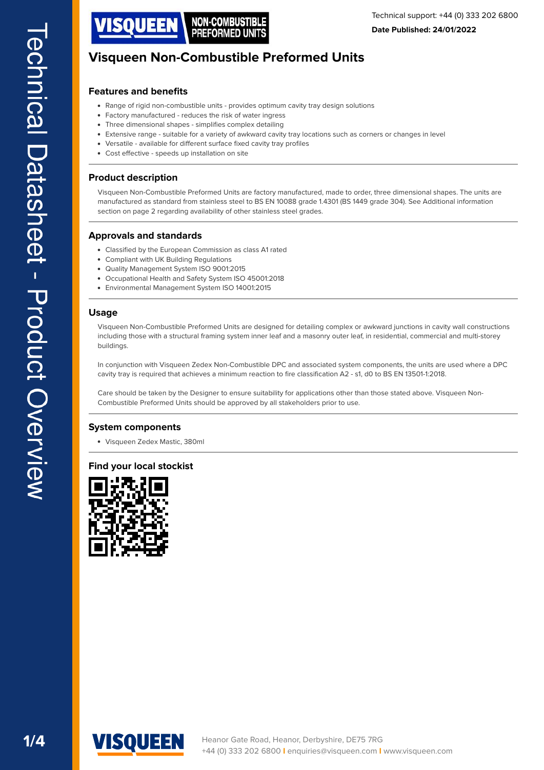Technical support: +44 (0) 333 202 6800

**Date Published: 24/01/2022**

# Visqueen Non-Combustible Preformed Units

## Features and benefits

- Range of rigid non-combustible units - provides optimum cavity tray design solutions
- Factory manufactured - reduces the risk of water ingress
- Three dimensional shapes - simplifies complex detailing
- Extensive range - suitable for a variety of awkward cavity tray locations such as corners or changes in level
- Versatile - available for different surface fixed cavity tray profiles
- Cost effective - speeds up installation on site

## Product description

Visqueen Non-Combustible Preformed Units are factory manufactured, made to order, three dimensional shapes. The units are manufactured as standard from stainless steel to BS EN 10088 grade 1.4301 (BS 1449 grade 304). See Additional information section on page 2 regarding availability of other stainless steel grades.

## Approvals and standards

- Classified by the European Commission as class A1 rated
- Compliant with UK Building Regulations
- Quality Management System ISO 9001:2015
- Occupational Health and Safety System ISO 45001:2018
- Environmental Management System ISO 14001:2015

## Usage

Visqueen Non-Combustible Preformed Units are designed for detailing complex or awkward junctions in cavity wall constructions including those with a structural framing system inner leaf and a masonry outer leaf, in residential, commercial and multi-storey buildings.

In conjunction with Visqueen Zedex Non-Combustible DPC and associated system components, the units are used where a DPC cavity tray is required that achieves a minimum reaction to fire classification A2 - s1, d0 to BS EN 13501-1:2018.

Care should be taken by the Designer to ensure suitability for applications other than those stated above. Visqueen Non-Combustible Preformed Units should be approved by all stakeholders prior to use.

## System components

- Visqueen Zedex Mastic, 380ml

## Find your local stockist

Heanor Gate Road, Heanor, Derbyshire, DE75 7RG
+44 (0) 333 202 6800 | enquiries@visqueen.com | www.visqueen.com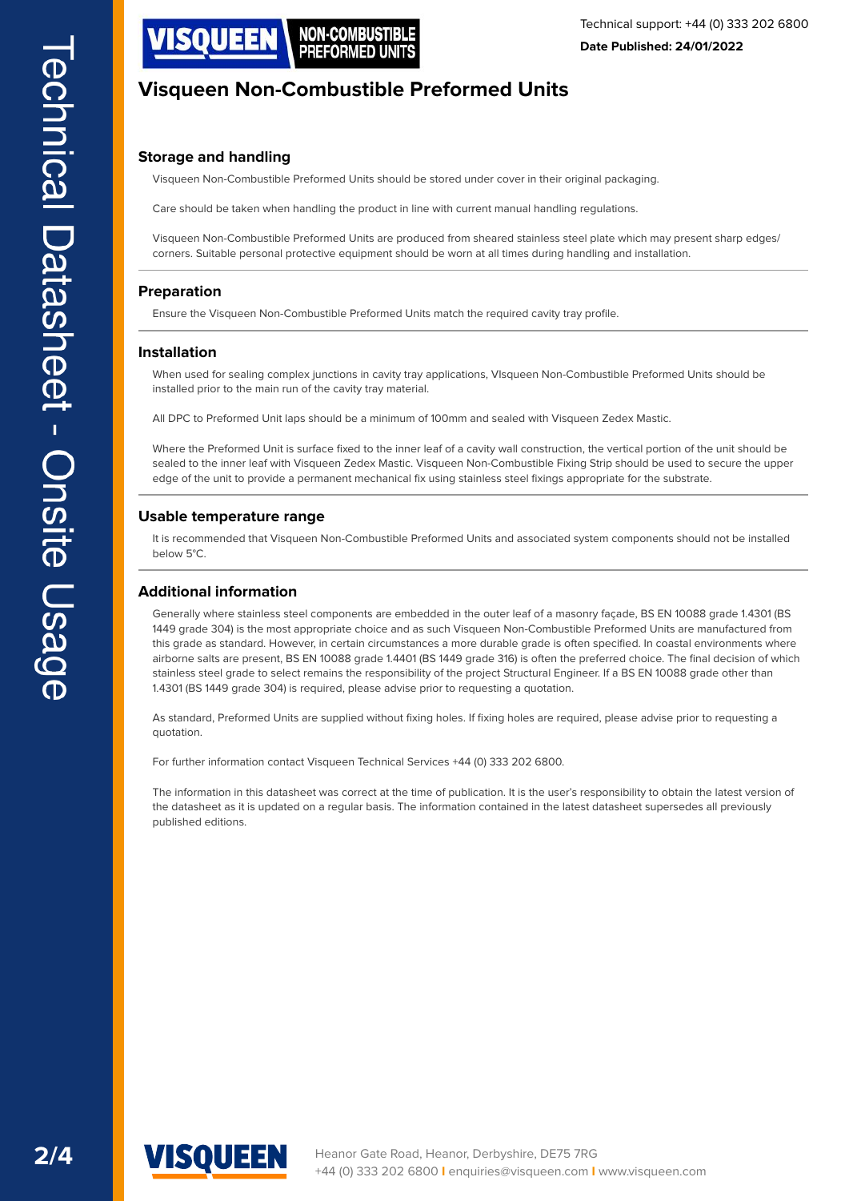# Visqueen Non-Combustible Preformed Units

## Storage and handling

Visqueen Non-Combustible Preformed Units should be stored under cover in their original packaging.

Care should be taken when handling the product in line with current manual handling regulations.

Visqueen Non-Combustible Preformed Units are produced from sheared stainless steel plate which may present sharp edges/corners. Suitable personal protective equipment should be worn at all times during handling and installation.

## Preparation

Ensure the Visqueen Non-Combustible Preformed Units match the required cavity tray profile.

## Installation

When used for sealing complex junctions in cavity tray applications, VIsqueen Non-Combustible Preformed Units should be installed prior to the main run of the cavity tray material.

All DPC to Preformed Unit laps should be a minimum of 100mm and sealed with Visqueen Zedex Mastic.

Where the Preformed Unit is surface fixed to the inner leaf of a cavity wall construction, the vertical portion of the unit should be sealed to the inner leaf with Visqueen Zedex Mastic. Visqueen Non-Combustible Fixing Strip should be used to secure the upper edge of the unit to provide a permanent mechanical fix using stainless steel fixings appropriate for the substrate.

## Usable temperature range

It is recommended that Visqueen Non-Combustible Preformed Units and associated system components should not be installed below 5°C.

## Additional information

Generally where stainless steel components are embedded in the outer leaf of a masonry façade, BS EN 10088 grade 1.4301 (BS 1449 grade 304) is the most appropriate choice and as such Visqueen Non-Combustible Preformed Units are manufactured from this grade as standard. However, in certain circumstances a more durable grade is often specified. In coastal environments where airborne salts are present, BS EN 10088 grade 1.4401 (BS 1449 grade 316) is often the preferred choice. The final decision of which stainless steel grade to select remains the responsibility of the project Structural Engineer. If a BS EN 10088 grade other than 1.4301 (BS 1449 grade 304) is required, please advise prior to requesting a quotation.

As standard, Preformed Units are supplied without fixing holes. If fixing holes are required, please advise prior to requesting a quotation.

For further information contact Visqueen Technical Services +44 (0) 333 202 6800.

The information in this datasheet was correct at the time of publication. It is the user's responsibility to obtain the latest version of the datasheet as it is updated on a regular basis. The information contained in the latest datasheet supersedes all previously published editions.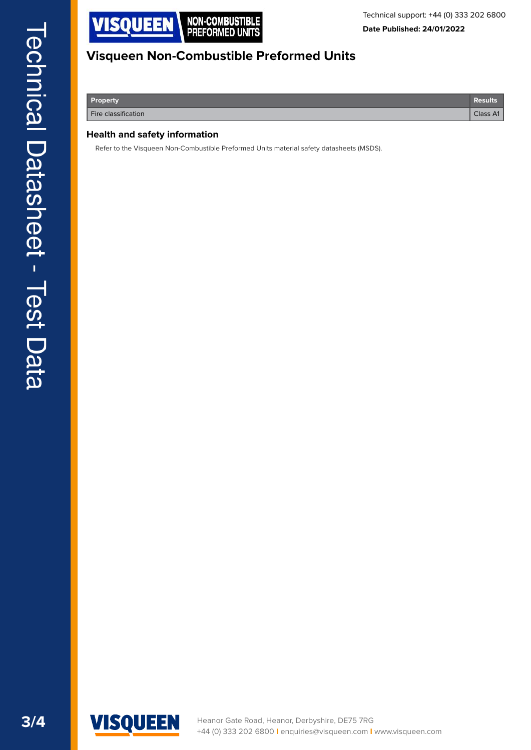# Visqueen Non-Combustible Preformed Units

| Property | Results |
| --- | --- |
| Fire classification | Class A1 |

## Health and safety information

Refer to the Visqueen Non-Combustible Preformed Units material safety datasheets (MSDS).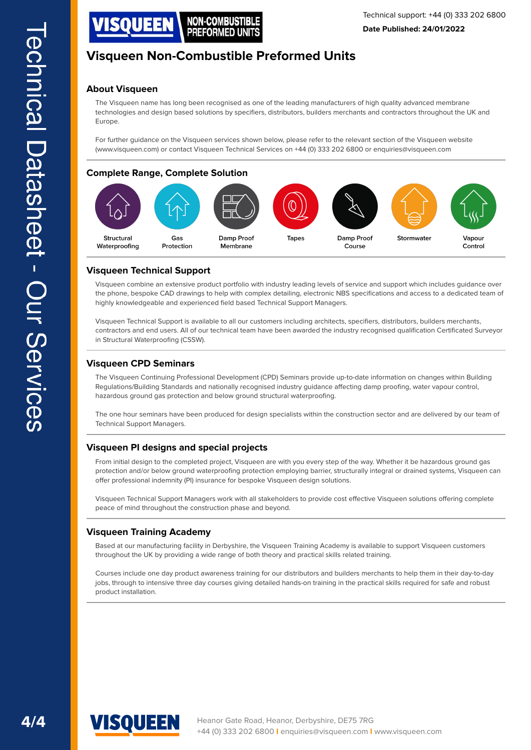Technical support: +44 (0) 333 202 6800

**Date Published: 24/01/2022**

# Visqueen Non-Combustible Preformed Units

## About Visqueen

The Visqueen name has long been recognised as one of the leading manufacturers of high quality advanced membrane technologies and design based solutions by specifiers, distributors, builders merchants and contractors throughout the UK and Europe.

For further guidance on the Visqueen services shown below, please refer to the relevant section of the Visqueen website (www.visqueen.com) or contact Visqueen Technical Services on +44 (0) 333 202 6800 or enquiries@visqueen.com

## Complete Range, Complete Solution

Structural Waterproofing

Gas Protection

Damp Proof Membrane

Tapes

Damp Proof Course

Stormwater

Vapour Control

## Visqueen Technical Support

Visqueen combine an extensive product portfolio with industry leading levels of service and support which includes guidance over the phone, bespoke CAD drawings to help with complex detailing, electronic NBS specifications and access to a dedicated team of highly knowledgeable and experienced field based Technical Support Managers.

Visqueen Technical Support is available to all our customers including architects, specifiers, distributors, builders merchants, contractors and end users. All of our technical team have been awarded the industry recognised qualification Certificated Surveyor in Structural Waterproofing (CSSW).

## Visqueen CPD Seminars

The Visqueen Continuing Professional Development (CPD) Seminars provide up-to-date information on changes within Building Regulations/Building Standards and nationally recognised industry guidance affecting damp proofing, water vapour control, hazardous ground gas protection and below ground structural waterproofing.

The one hour seminars have been produced for design specialists within the construction sector and are delivered by our team of Technical Support Managers.

## Visqueen PI designs and special projects

From initial design to the completed project, Visqueen are with you every step of the way. Whether it be hazardous ground gas protection and/or below ground waterproofing protection employing barrier, structurally integral or drained systems, Visqueen can offer professional indemnity (PI) insurance for bespoke Visqueen design solutions.

Visqueen Technical Support Managers work with all stakeholders to provide cost effective Visqueen solutions offering complete peace of mind throughout the construction phase and beyond.

## Visqueen Training Academy

Based at our manufacturing facility in Derbyshire, the Visqueen Training Academy is available to support Visqueen customers throughout the UK by providing a wide range of both theory and practical skills related training.

Courses include one day product awareness training for our distributors and builders merchants to help them in their day-to-day jobs, through to intensive three day courses giving detailed hands-on training in the practical skills required for safe and robust product installation.

Heanor Gate Road, Heanor, Derbyshire, DE75 7RG
+44 (0) 333 202 6800 I enquiries@visqueen.com I www.visqueen.com